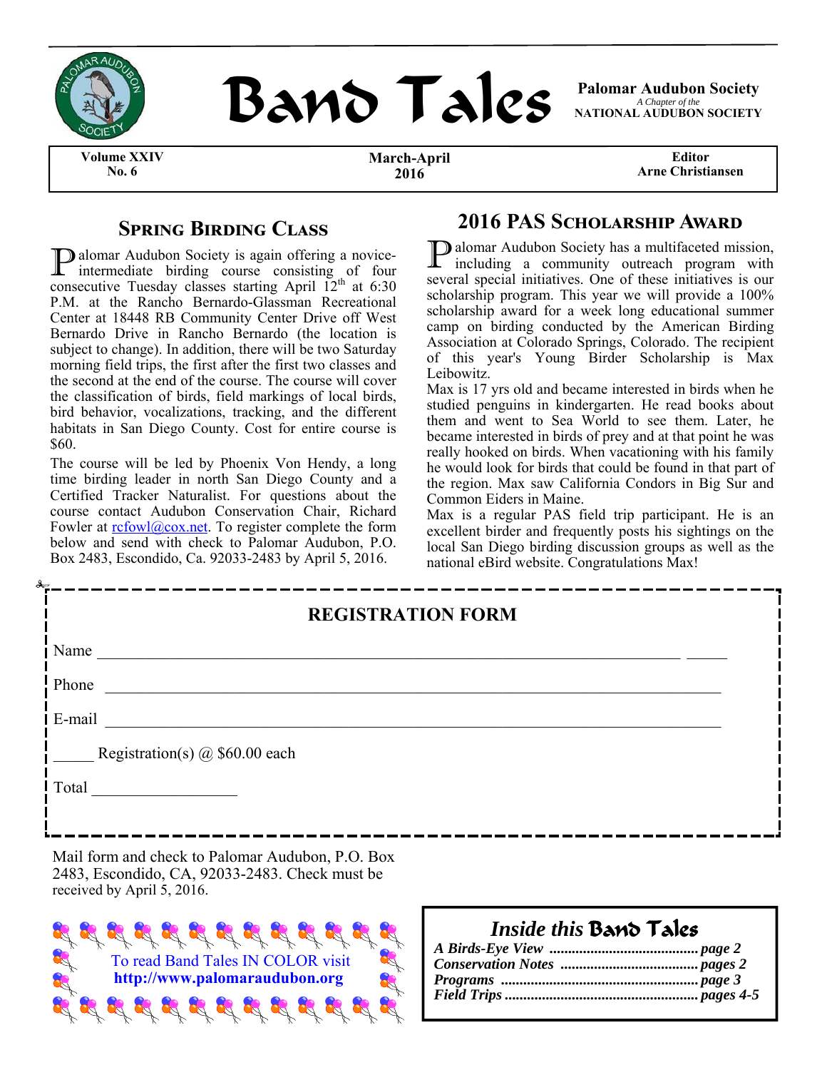# Band Tales

**Palomar Audubon Society**
*A Chapter of the*
**NATIONAL AUDUBON SOCIETY**

**Volume XXIV No. 6** | **March-April 2016** | **Editor Arne Christiansen**

## Spring Birding Class

Palomar Audubon Society is again offering a novice-intermediate birding course consisting of four consecutive Tuesday classes starting April 12th at 6:30 P.M. at the Rancho Bernardo-Glassman Recreational Center at 18448 RB Community Center Drive off West Bernardo Drive in Rancho Bernardo (the location is subject to change). In addition, there will be two Saturday morning field trips, the first after the first two classes and the second at the end of the course. The course will cover the classification of birds, field markings of local birds, bird behavior, vocalizations, tracking, and the different habitats in San Diego County. Cost for entire course is $60.

The course will be led by Phoenix Von Hendy, a long time birding leader in north San Diego County and a Certified Tracker Naturalist. For questions about the course contact Audubon Conservation Chair, Richard Fowler at rcfowl@cox.net. To register complete the form below and send with check to Palomar Audubon, P.O. Box 2483, Escondido, Ca. 92033-2483 by April 5, 2016.

## 2016 PAS Scholarship Award

Palomar Audubon Society has a multifaceted mission, including a community outreach program with several special initiatives. One of these initiatives is our scholarship program. This year we will provide a 100% scholarship award for a week long educational summer camp on birding conducted by the American Birding Association at Colorado Springs, Colorado. The recipient of this year's Young Birder Scholarship is Max Leibowitz.

Max is 17 yrs old and became interested in birds when he studied penguins in kindergarten. He read books about them and went to Sea World to see them. Later, he became interested in birds of prey and at that point he was really hooked on birds. When vacationing with his family he would look for birds that could be found in that part of the region. Max saw California Condors in Big Sur and Common Eiders in Maine.

Max is a regular PAS field trip participant. He is an excellent birder and frequently posts his sightings on the local San Diego birding discussion groups as well as the national eBird website. Congratulations Max!

### REGISTRATION FORM

Name ______________________________________________

Phone ______________________________________________

E-mail ______________________________________________

_____ Registration(s) @ $60.00 each

Total _________________

Mail form and check to Palomar Audubon, P.O. Box 2483, Escondido, CA, 92033-2483. Check must be received by April 5, 2016.

To read Band Tales IN COLOR visit
**http://www.palomaraudubon.org**

### *Inside this Band Tales*

***A Birds-Eye View*** ........................................ ***page 2***
***Conservation Notes*** ...................................... ***pages 2***
***Programs*** .................................................... ***page 3***
***Field Trips*** .................................................. ***pages 4-5***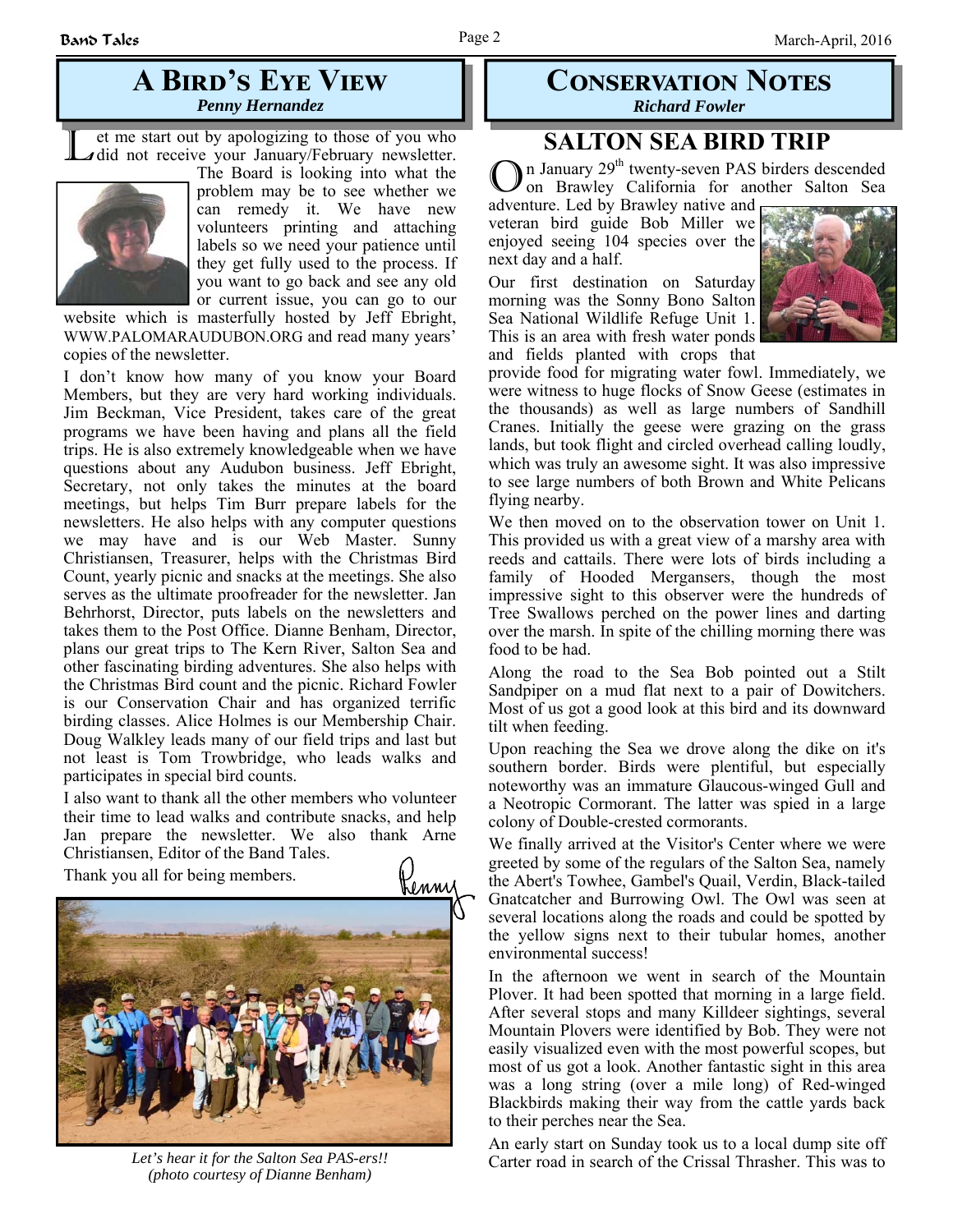## A Bird's Eye View

*Penny Hernandez*

Let me start out by apologizing to those of you who did not receive your January/February newsletter. The Board is looking into what the problem may be to see whether we can remedy it. We have new volunteers printing and attaching labels so we need your patience until they get fully used to the process. If you want to go back and see any old or current issue, you can go to our website which is masterfully hosted by Jeff Ebright, WWW.PALOMARAUDUBON.ORG and read many years' copies of the newsletter.

I don't know how many of you know your Board Members, but they are very hard working individuals. Jim Beckman, Vice President, takes care of the great programs we have been having and plans all the field trips. He is also extremely knowledgeable when we have questions about any Audubon business. Jeff Ebright, Secretary, not only takes the minutes at the board meetings, but helps Tim Burr prepare labels for the newsletters. He also helps with any computer questions we may have and is our Web Master. Sunny Christiansen, Treasurer, helps with the Christmas Bird Count, yearly picnic and snacks at the meetings. She also serves as the ultimate proofreader for the newsletter. Jan Behrhorst, Director, puts labels on the newsletters and takes them to the Post Office. Dianne Benham, Director, plans our great trips to The Kern River, Salton Sea and other fascinating birding adventures. She also helps with the Christmas Bird count and the picnic. Richard Fowler is our Conservation Chair and has organized terrific birding classes. Alice Holmes is our Membership Chair. Doug Walkley leads many of our field trips and last but not least is Tom Trowbridge, who leads walks and participates in special bird counts.

I also want to thank all the other members who volunteer their time to lead walks and contribute snacks, and help Jan prepare the newsletter. We also thank Arne Christiansen, Editor of the Band Tales.

Thank you all for being members.

Penny

*Let's hear it for the Salton Sea PAS-ers!!*
*(photo courtesy of Dianne Benham)*

## Conservation Notes

*Richard Fowler*

### SALTON SEA BIRD TRIP

On January 29th twenty-seven PAS birders descended on Brawley California for another Salton Sea adventure. Led by Brawley native and veteran bird guide Bob Miller we enjoyed seeing 104 species over the next day and a half.

Our first destination on Saturday morning was the Sonny Bono Salton Sea National Wildlife Refuge Unit 1. This is an area with fresh water ponds and fields planted with crops that provide food for migrating water fowl. Immediately, we were witness to huge flocks of Snow Geese (estimates in the thousands) as well as large numbers of Sandhill Cranes. Initially the geese were grazing on the grass lands, but took flight and circled overhead calling loudly, which was truly an awesome sight. It was also impressive to see large numbers of both Brown and White Pelicans flying nearby.

We then moved on to the observation tower on Unit 1. This provided us with a great view of a marshy area with reeds and cattails. There were lots of birds including a family of Hooded Mergansers, though the most impressive sight to this observer were the hundreds of Tree Swallows perched on the power lines and darting over the marsh. In spite of the chilling morning there was food to be had.

Along the road to the Sea Bob pointed out a Stilt Sandpiper on a mud flat next to a pair of Dowitchers. Most of us got a good look at this bird and its downward tilt when feeding.

Upon reaching the Sea we drove along the dike on it's southern border. Birds were plentiful, but especially noteworthy was an immature Glaucous-winged Gull and a Neotropic Cormorant. The latter was spied in a large colony of Double-crested cormorants.

We finally arrived at the Visitor's Center where we were greeted by some of the regulars of the Salton Sea, namely the Abert's Towhee, Gambel's Quail, Verdin, Black-tailed Gnatcatcher and Burrowing Owl. The Owl was seen at several locations along the roads and could be spotted by the yellow signs next to their tubular homes, another environmental success!

In the afternoon we went in search of the Mountain Plover. It had been spotted that morning in a large field. After several stops and many Killdeer sightings, several Mountain Plovers were identified by Bob. They were not easily visualized even with the most powerful scopes, but most of us got a look. Another fantastic sight in this area was a long string (over a mile long) of Red-winged Blackbirds making their way from the cattle yards back to their perches near the Sea.

An early start on Sunday took us to a local dump site off Carter road in search of the Crissal Thrasher. This was to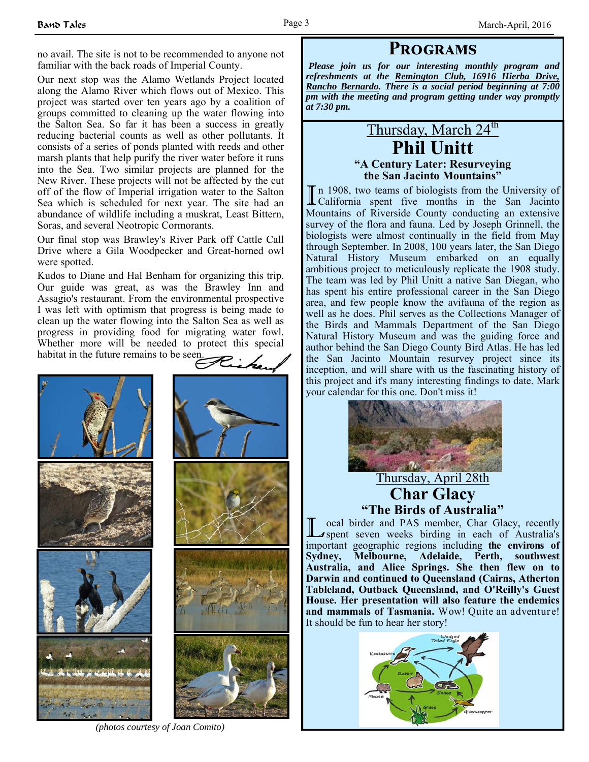no avail. The site is not to be recommended to anyone not familiar with the back roads of Imperial County.

Our next stop was the Alamo Wetlands Project located along the Alamo River which flows out of Mexico. This project was started over ten years ago by a coalition of groups committed to cleaning up the water flowing into the Salton Sea. So far it has been a success in greatly reducing bacterial counts as well as other pollutants. It consists of a series of ponds planted with reeds and other marsh plants that help purify the river water before it runs into the Sea. Two similar projects are planned for the New River. These projects will not be affected by the cut off of the flow of Imperial irrigation water to the Salton Sea which is scheduled for next year. The site had an abundance of wildlife including a muskrat, Least Bittern, Soras, and several Neotropic Cormorants.

Our final stop was Brawley's River Park off Cattle Call Drive where a Gila Woodpecker and Great-horned owl were spotted.

Kudos to Diane and Hal Benham for organizing this trip. Our guide was great, as was the Brawley Inn and Assagio's restaurant. From the environmental prospective I was left with optimism that progress is being made to clean up the water flowing into the Salton Sea as well as progress in providing food for migrating water fowl. Whether more will be needed to protect this special habitat in the future remains to be seen.

Richard

*(photos courtesy of Joan Comito)*

# Programs

***Please join us for our interesting monthly program and refreshments at the Remington Club, 16916 Hierba Drive, Rancho Bernardo. There is a social period beginning at 7:00 pm with the meeting and program getting under way promptly at 7:30 pm.***

## Thursday, March 24th

## Phil Unitt

### "A Century Later: Resurveying the San Jacinto Mountains"

In 1908, two teams of biologists from the University of California spent five months in the San Jacinto Mountains of Riverside County conducting an extensive survey of the flora and fauna. Led by Joseph Grinnell, the biologists were almost continually in the field from May through September. In 2008, 100 years later, the San Diego Natural History Museum embarked on an equally ambitious project to meticulously replicate the 1908 study. The team was led by Phil Unitt a native San Diegan, who has spent his entire professional career in the San Diego area, and few people know the avifauna of the region as well as he does. Phil serves as the Collections Manager of the Birds and Mammals Department of the San Diego Natural History Museum and was the guiding force and author behind the San Diego County Bird Atlas. He has led the San Jacinto Mountain resurvey project since its inception, and will share with us the fascinating history of this project and it's many interesting findings to date. Mark your calendar for this one. Don't miss it!

## Thursday, April 28th

## Char Glacy

### "The Birds of Australia"

Local birder and PAS member, Char Glacy, recently spent seven weeks birding in each of Australia's important geographic regions including **the environs of Sydney, Melbourne, Adelaide, Perth, southwest Australia, and Alice Springs. She then flew on to Darwin and continued to Queensland (Cairns, Atherton Tableland, Outback Queensland, and O'Reilly's Guest House. Her presentation will also feature the endemics and mammals of Tasmania.** Wow! Quite an adventure! It should be fun to hear her story!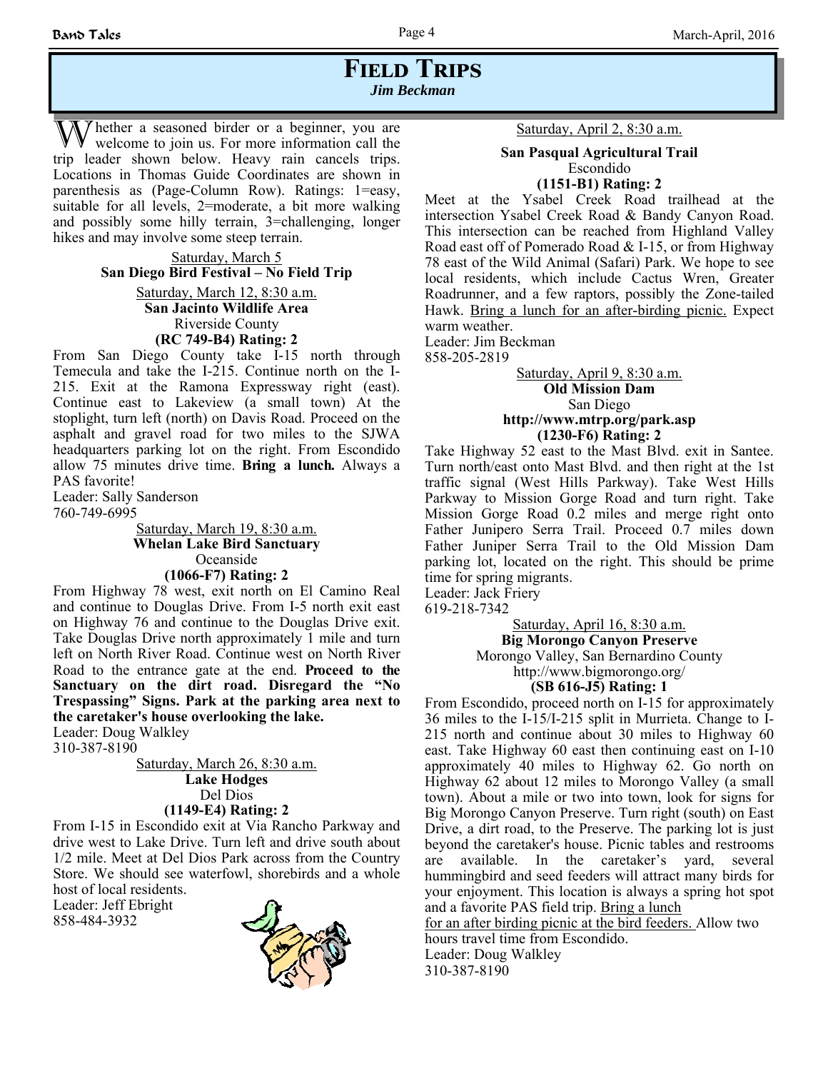# Field Trips

*Jim Beckman*

Whether a seasoned birder or a beginner, you are welcome to join us. For more information call the trip leader shown below. Heavy rain cancels trips. Locations in Thomas Guide Coordinates are shown in parenthesis as (Page-Column Row). Ratings: 1=easy, suitable for all levels, 2=moderate, a bit more walking and possibly some hilly terrain, 3=challenging, longer hikes and may involve some steep terrain.

Saturday, March 5
**San Diego Bird Festival – No Field Trip**

Saturday, March 12, 8:30 a.m.
**San Jacinto Wildlife Area**
Riverside County
**(RC 749-B4) Rating: 2**

From San Diego County take I-15 north through Temecula and take the I-215. Continue north on the I-215. Exit at the Ramona Expressway right (east). Continue east to Lakeview (a small town) At the stoplight, turn left (north) on Davis Road. Proceed on the asphalt and gravel road for two miles to the SJWA headquarters parking lot on the right. From Escondido allow 75 minutes drive time. **Bring a lunch.** Always a PAS favorite!

Leader: Sally Sanderson
760-749-6995

Saturday, March 19, 8:30 a.m.
**Whelan Lake Bird Sanctuary**
Oceanside
**(1066-F7) Rating: 2**

From Highway 78 west, exit north on El Camino Real and continue to Douglas Drive. From I-5 north exit east on Highway 76 and continue to the Douglas Drive exit. Take Douglas Drive north approximately 1 mile and turn left on North River Road. Continue west on North River Road to the entrance gate at the end. **Proceed to the Sanctuary on the dirt road. Disregard the "No Trespassing" Signs. Park at the parking area next to the caretaker's house overlooking the lake.**

Leader: Doug Walkley
310-387-8190

Saturday, March 26, 8:30 a.m.
**Lake Hodges**
Del Dios
**(1149-E4) Rating: 2**

From I-15 in Escondido exit at Via Rancho Parkway and drive west to Lake Drive. Turn left and drive south about 1/2 mile. Meet at Del Dios Park across from the Country Store. We should see waterfowl, shorebirds and a whole host of local residents.

Leader: Jeff Ebright
858-484-3932

Saturday, April 2, 8:30 a.m.
**San Pasqual Agricultural Trail**
Escondido
**(1151-B1) Rating: 2**

Meet at the Ysabel Creek Road trailhead at the intersection Ysabel Creek Road & Bandy Canyon Road. This intersection can be reached from Highland Valley Road east off of Pomerado Road & I-15, or from Highway 78 east of the Wild Animal (Safari) Park. We hope to see local residents, which include Cactus Wren, Greater Roadrunner, and a few raptors, possibly the Zone-tailed Hawk. Bring a lunch for an after-birding picnic. Expect warm weather.

Leader: Jim Beckman
858-205-2819

Saturday, April 9, 8:30 a.m.
**Old Mission Dam**
San Diego
**http://www.mtrp.org/park.asp**
**(1230-F6) Rating: 2**

Take Highway 52 east to the Mast Blvd. exit in Santee. Turn north/east onto Mast Blvd. and then right at the 1st traffic signal (West Hills Parkway). Take West Hills Parkway to Mission Gorge Road and turn right. Take Mission Gorge Road 0.2 miles and merge right onto Father Junipero Serra Trail. Proceed 0.7 miles down Father Juniper Serra Trail to the Old Mission Dam parking lot, located on the right. This should be prime time for spring migrants.

Leader: Jack Friery
619-218-7342

Saturday, April 16, 8:30 a.m.
**Big Morongo Canyon Preserve**
Morongo Valley, San Bernardino County
http://www.bigmorongo.org/
**(SB 616-J5) Rating: 1**

From Escondido, proceed north on I-15 for approximately 36 miles to the I-15/I-215 split in Murrieta. Change to I-215 north and continue about 30 miles to Highway 60 east. Take Highway 60 east then continuing east on I-10 approximately 40 miles to Highway 62. Go north on Highway 62 about 12 miles to Morongo Valley (a small town). About a mile or two into town, look for signs for Big Morongo Canyon Preserve. Turn right (south) on East Drive, a dirt road, to the Preserve. The parking lot is just beyond the caretaker's house. Picnic tables and restrooms are available. In the caretaker's yard, several hummingbird and seed feeders will attract many birds for your enjoyment. This location is always a spring hot spot and a favorite PAS field trip. Bring a lunch for an after birding picnic at the bird feeders. Allow two hours travel time from Escondido.

Leader: Doug Walkley
310-387-8190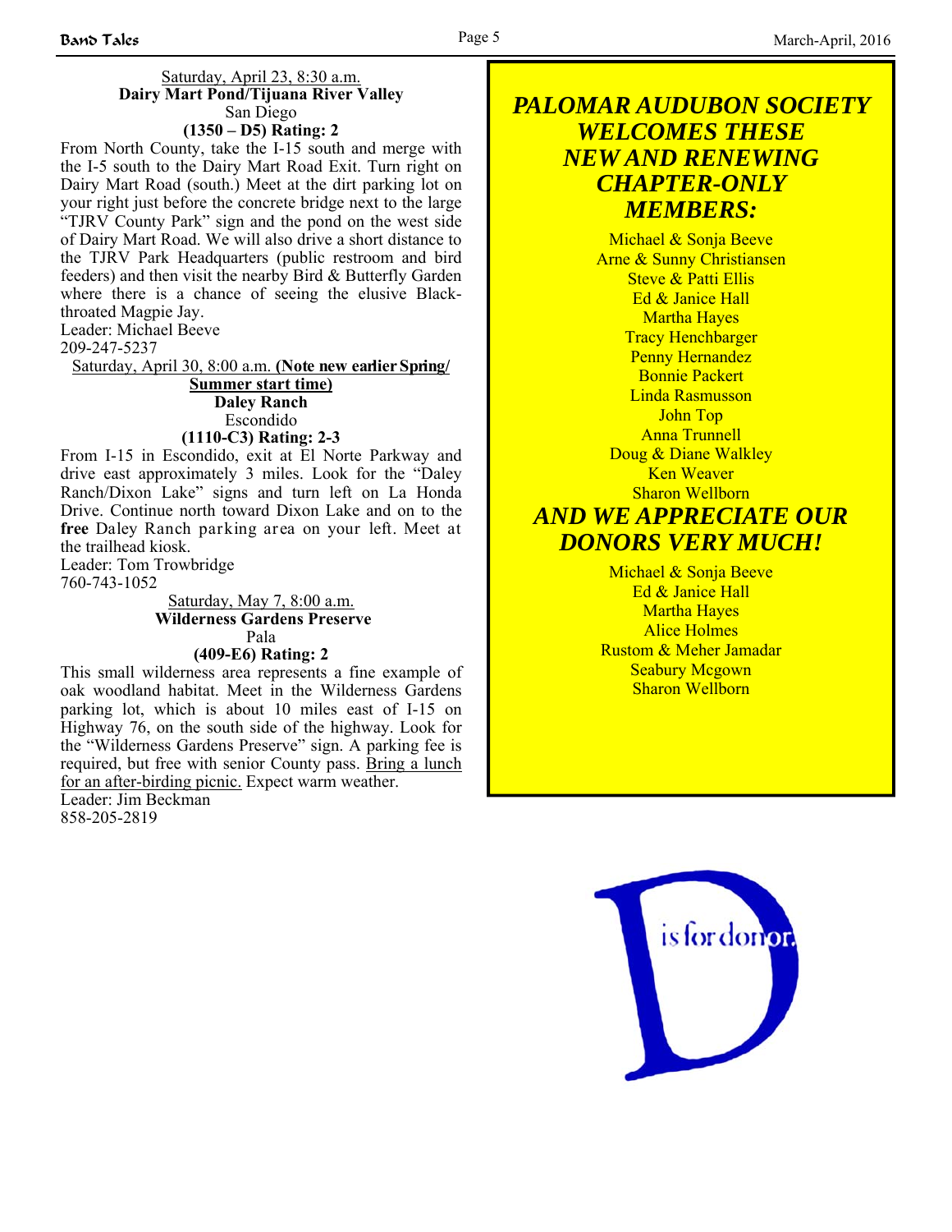Saturday, April 23, 8:30 a.m.
**Dairy Mart Pond/Tijuana River Valley**
San Diego
**(1350 – D5) Rating: 2**

From North County, take the I-15 south and merge with the I-5 south to the Dairy Mart Road Exit. Turn right on Dairy Mart Road (south.) Meet at the dirt parking lot on your right just before the concrete bridge next to the large "TJRV County Park" sign and the pond on the west side of Dairy Mart Road. We will also drive a short distance to the TJRV Park Headquarters (public restroom and bird feeders) and then visit the nearby Bird & Butterfly Garden where there is a chance of seeing the elusive Black-throated Magpie Jay.
Leader: Michael Beeve
209-247-5237

Saturday, April 30, 8:00 a.m. **(Note new earlier Spring/Summer start time)**
**Daley Ranch**
Escondido
**(1110-C3) Rating: 2-3**

From I-15 in Escondido, exit at El Norte Parkway and drive east approximately 3 miles. Look for the "Daley Ranch/Dixon Lake" signs and turn left on La Honda Drive. Continue north toward Dixon Lake and on to the **free** Daley Ranch parking area on your left. Meet at the trailhead kiosk.
Leader: Tom Trowbridge
760-743-1052

Saturday, May 7, 8:00 a.m.
**Wilderness Gardens Preserve**
Pala
**(409-E6) Rating: 2**

This small wilderness area represents a fine example of oak woodland habitat. Meet in the Wilderness Gardens parking lot, which is about 10 miles east of I-15 on Highway 76, on the south side of the highway. Look for the "Wilderness Gardens Preserve" sign. A parking fee is required, but free with senior County pass. Bring a lunch for an after-birding picnic. Expect warm weather.
Leader: Jim Beckman
858-205-2819

## *PALOMAR AUDUBON SOCIETY WELCOMES THESE NEW AND RENEWING CHAPTER-ONLY MEMBERS:*

Michael & Sonja Beeve
Arne & Sunny Christiansen
Steve & Patti Ellis
Ed & Janice Hall
Martha Hayes
Tracy Henchbarger
Penny Hernandez
Bonnie Packert
Linda Rasmusson
John Top
Anna Trunnell
Doug & Diane Walkley
Ken Weaver
Sharon Wellborn

## *AND WE APPRECIATE OUR DONORS VERY MUCH!*

Michael & Sonja Beeve
Ed & Janice Hall
Martha Hayes
Alice Holmes
Rustom & Meher Jamadar
Seabury Mcgown
Sharon Wellborn

D is for donor.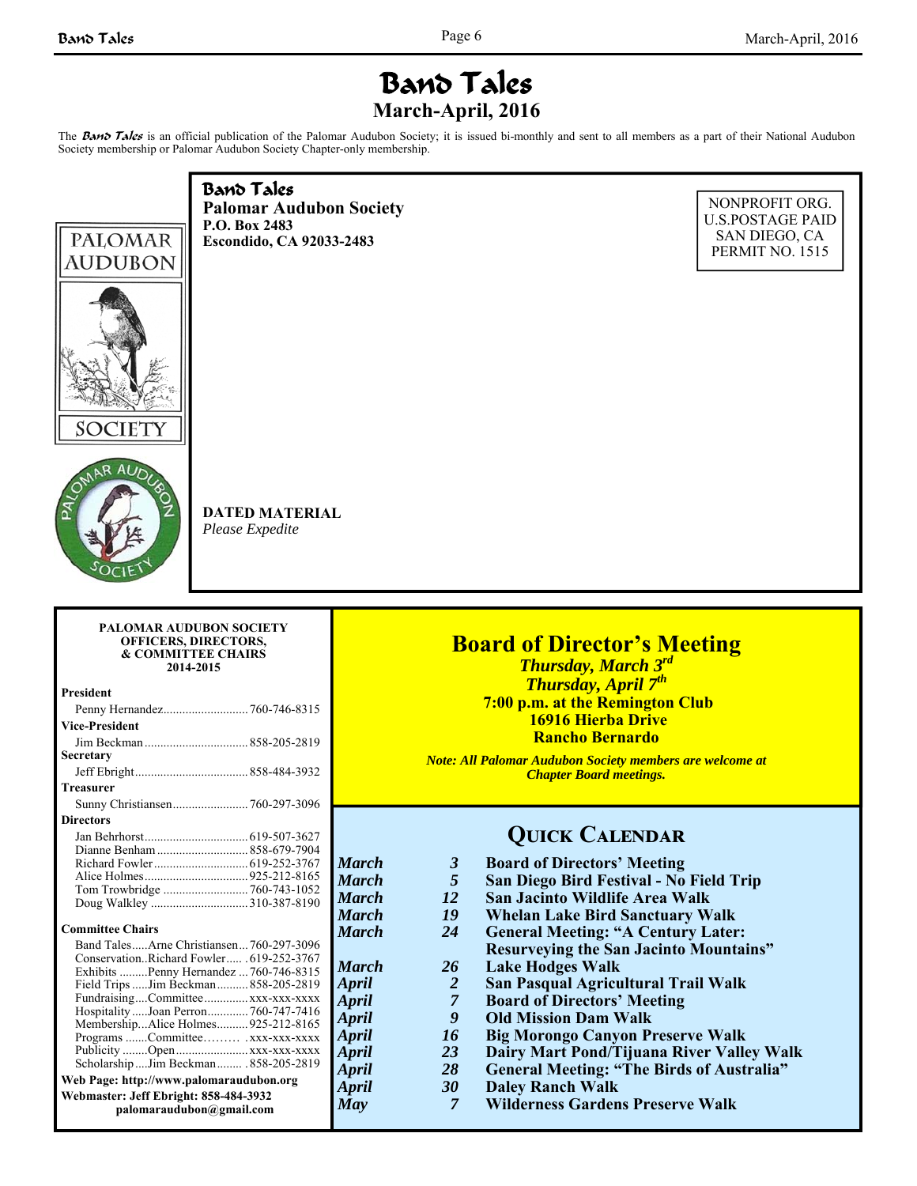# Band Tales

## March-April, 2016

The ***Band Tales*** is an official publication of the Palomar Audubon Society; it is issued bi-monthly and sent to all members as a part of their National Audubon Society membership or Palomar Audubon Society Chapter-only membership.

PALOMAR AUDUBON SOCIETY

**Band Tales**
**Palomar Audubon Society**
**P.O. Box 2483**
**Escondido, CA 92033-2483**

NONPROFIT ORG.
U.S.POSTAGE PAID
SAN DIEGO, CA
PERMIT NO. 1515

**DATED MATERIAL**
*Please Expedite*

**PALOMAR AUDUBON SOCIETY OFFICERS, DIRECTORS, & COMMITTEE CHAIRS 2014-2015**

**President**
Penny Hernandez........................... 760-746-8315

**Vice-President**
Jim Beckman ................................ 858-205-2819

**Secretary**
Jeff Ebright.................................... 858-484-3932

**Treasurer**
Sunny Christiansen........................ 760-297-3096

**Directors**
Jan Behrhorst................................ 619-507-3627
Dianne Benham ............................. 858-679-7904
Richard Fowler.............................. 619-252-3767
Alice Holmes................................. 925-212-8165
Tom Trowbridge ........................... 760-743-1052
Doug Walkley ............................... 310-387-8190

**Committee Chairs**
Band Tales.....Arne Christiansen... 760-297-3096
Conservation..Richard Fowler..... .619-252-3767
Exhibits .........Penny Hernandez ... 760-746-8315
Field Trips .....Jim Beckman.......... 858-205-2819
Fundraising....Committee............. xxx-xxx-xxxx
Hospitality .....Joan Perron............. 760-747-7416
Membership...Alice Holmes.......... 925-212-8165
Programs .......Committee……… .xxx-xxx-xxxx
Publicity ........Open....................... xxx-xxx-xxxx
Scholarship....Jim Beckman........ .858-205-2819

**Web Page: http://www.palomaraudubon.org**
**Webmaster: Jeff Ebright: 858-484-3932**
**palomaraudubon@gmail.com**

## Board of Director's Meeting

***Thursday, March 3rd***
***Thursday, April 7th***
**7:00 p.m. at the Remington Club**
**16916 Hierba Drive**
**Rancho Bernardo**

***Note: All Palomar Audubon Society members are welcome at Chapter Board meetings.***

## Quick Calendar

| | | |
|---|---|---|
| *March* | *3* | **Board of Directors' Meeting** |
| *March* | *5* | **San Diego Bird Festival - No Field Trip** |
| *March* | *12* | **San Jacinto Wildlife Area Walk** |
| *March* | *19* | **Whelan Lake Bird Sanctuary Walk** |
| *March* | *24* | **General Meeting: "A Century Later: Resurveying the San Jacinto Mountains"** |
| *March* | *26* | **Lake Hodges Walk** |
| *April* | *2* | **San Pasqual Agricultural Trail Walk** |
| *April* | *7* | **Board of Directors' Meeting** |
| *April* | *9* | **Old Mission Dam Walk** |
| *April* | *16* | **Big Morongo Canyon Preserve Walk** |
| *April* | *23* | **Dairy Mart Pond/Tijuana River Valley Walk** |
| *April* | *28* | **General Meeting: "The Birds of Australia"** |
| *April* | *30* | **Daley Ranch Walk** |
| *May* | *7* | **Wilderness Gardens Preserve Walk** |